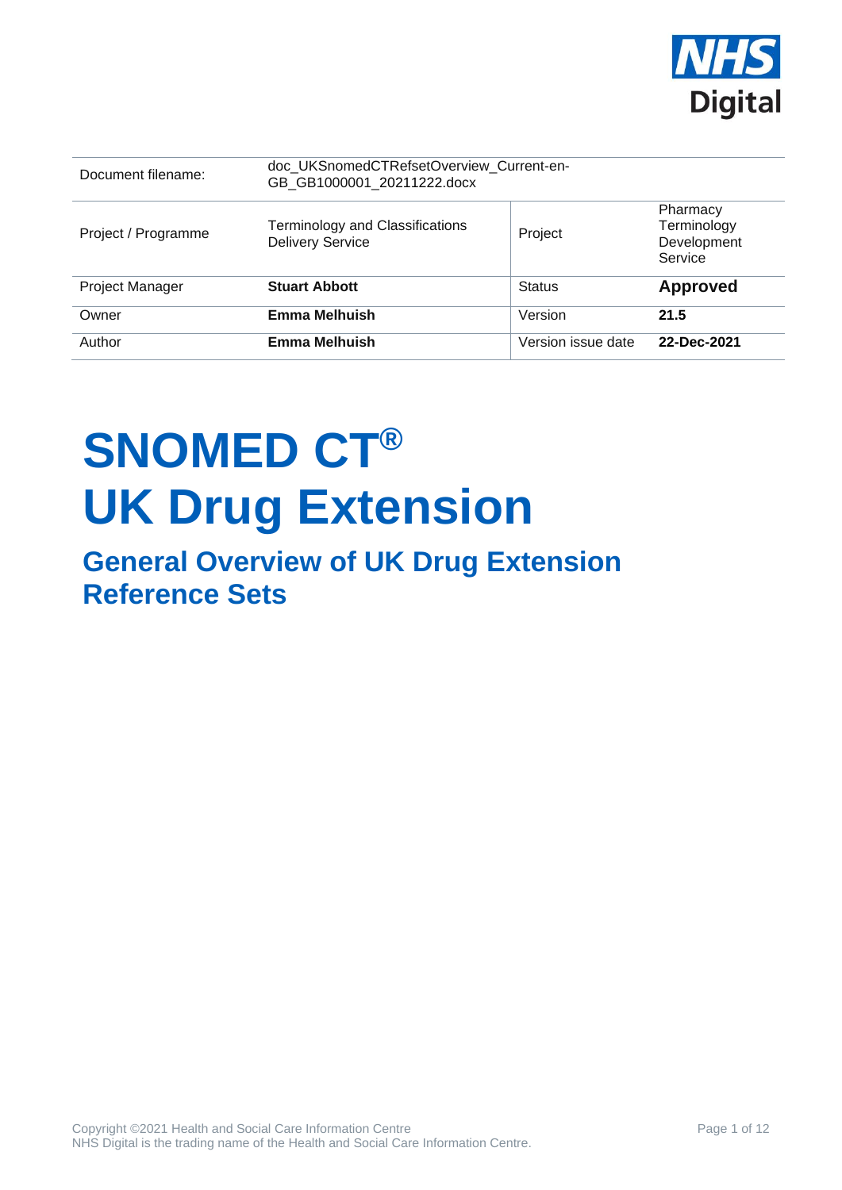NHS Digital

| | | | |
|---|---|---|---|
| Document filename: | doc_UKSnomedCTRefsetOverview_Current-en-GB_GB1000001_20211222.docx | | |
| Project / Programme | Terminology and Classifications Delivery Service | Project | Pharmacy Terminology Development Service |
| Project Manager | **Stuart Abbott** | Status | **Approved** |
| Owner | **Emma Melhuish** | Version | **21.5** |
| Author | **Emma Melhuish** | Version issue date | **22-Dec-2021** |

# SNOMED CT® UK Drug Extension

## General Overview of UK Drug Extension Reference Sets

Copyright ©2021 Health and Social Care Information Centre
NHS Digital is the trading name of the Health and Social Care Information Centre.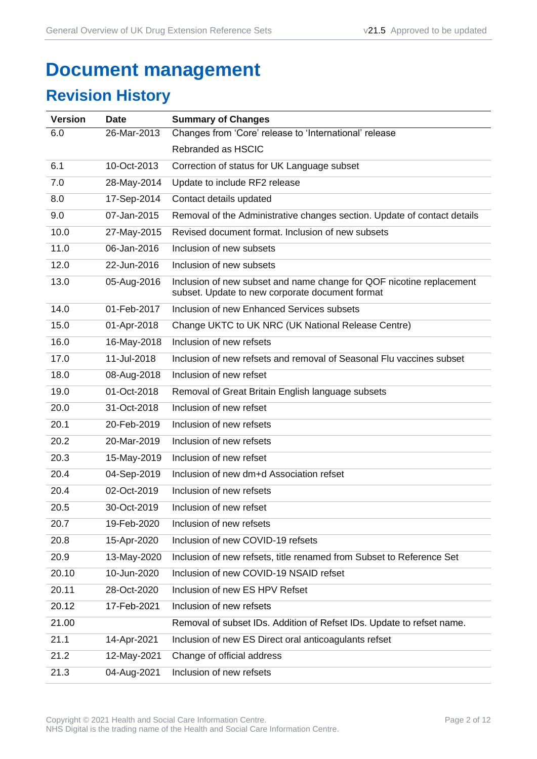# Document management

## Revision History

| Version | Date | Summary of Changes |
|---|---|---|
| 6.0 | 26-Mar-2013 | Changes from 'Core' release to 'International' release<br>Rebranded as HSCIC |
| 6.1 | 10-Oct-2013 | Correction of status for UK Language subset |
| 7.0 | 28-May-2014 | Update to include RF2 release |
| 8.0 | 17-Sep-2014 | Contact details updated |
| 9.0 | 07-Jan-2015 | Removal of the Administrative changes section. Update of contact details |
| 10.0 | 27-May-2015 | Revised document format. Inclusion of new subsets |
| 11.0 | 06-Jan-2016 | Inclusion of new subsets |
| 12.0 | 22-Jun-2016 | Inclusion of new subsets |
| 13.0 | 05-Aug-2016 | Inclusion of new subset and name change for QOF nicotine replacement subset. Update to new corporate document format |
| 14.0 | 01-Feb-2017 | Inclusion of new Enhanced Services subsets |
| 15.0 | 01-Apr-2018 | Change UKTC to UK NRC (UK National Release Centre) |
| 16.0 | 16-May-2018 | Inclusion of new refsets |
| 17.0 | 11-Jul-2018 | Inclusion of new refsets and removal of Seasonal Flu vaccines subset |
| 18.0 | 08-Aug-2018 | Inclusion of new refset |
| 19.0 | 01-Oct-2018 | Removal of Great Britain English language subsets |
| 20.0 | 31-Oct-2018 | Inclusion of new refset |
| 20.1 | 20-Feb-2019 | Inclusion of new refsets |
| 20.2 | 20-Mar-2019 | Inclusion of new refsets |
| 20.3 | 15-May-2019 | Inclusion of new refset |
| 20.4 | 04-Sep-2019 | Inclusion of new dm+d Association refset |
| 20.4 | 02-Oct-2019 | Inclusion of new refsets |
| 20.5 | 30-Oct-2019 | Inclusion of new refset |
| 20.7 | 19-Feb-2020 | Inclusion of new refsets |
| 20.8 | 15-Apr-2020 | Inclusion of new COVID-19 refsets |
| 20.9 | 13-May-2020 | Inclusion of new refsets, title renamed from Subset to Reference Set |
| 20.10 | 10-Jun-2020 | Inclusion of new COVID-19 NSAID refset |
| 20.11 | 28-Oct-2020 | Inclusion of new ES HPV Refset |
| 20.12 | 17-Feb-2021 | Inclusion of new refsets |
| 21.00 | | Removal of subset IDs. Addition of Refset IDs. Update to refset name. |
| 21.1 | 14-Apr-2021 | Inclusion of new ES Direct oral anticoagulants refset |
| 21.2 | 12-May-2021 | Change of official address |
| 21.3 | 04-Aug-2021 | Inclusion of new refsets |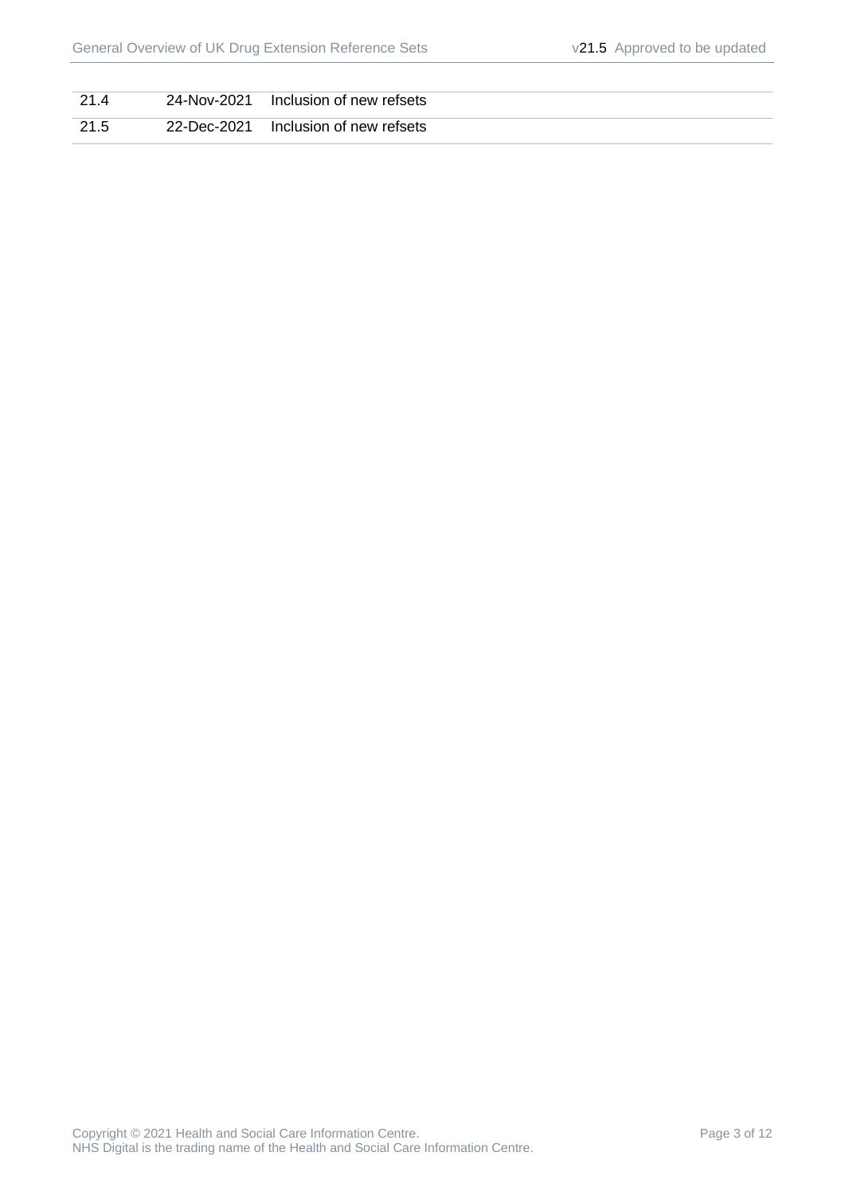| | | |
|---|---|---|
| 21.4 | 24-Nov-2021 | Inclusion of new refsets |
| 21.5 | 22-Dec-2021 | Inclusion of new refsets |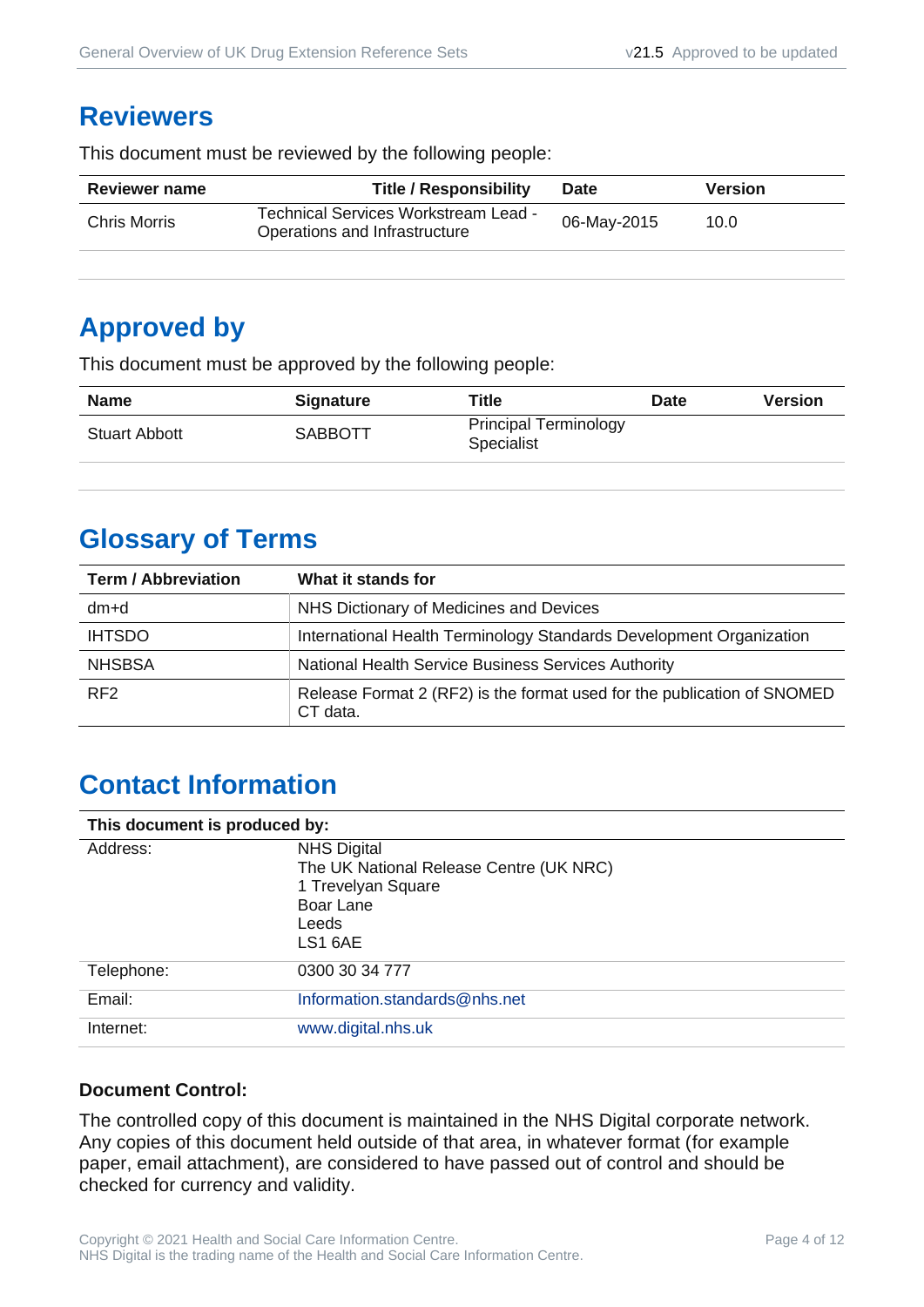## Reviewers

This document must be reviewed by the following people:

| Reviewer name | Title / Responsibility | Date | Version |
|---|---|---|---|
| Chris Morris | Technical Services Workstream Lead - Operations and Infrastructure | 06-May-2015 | 10.0 |

## Approved by

This document must be approved by the following people:

| Name | Signature | Title | Date | Version |
|---|---|---|---|---|
| Stuart Abbott | SABBOTT | Principal Terminology Specialist | | |

## Glossary of Terms

| Term / Abbreviation | What it stands for |
|---|---|
| dm+d | NHS Dictionary of Medicines and Devices |
| IHTSDO | International Health Terminology Standards Development Organization |
| NHSBSA | National Health Service Business Services Authority |
| RF2 | Release Format 2 (RF2) is the format used for the publication of SNOMED CT data. |

## Contact Information

| This document is produced by: | |
|---|---|
| Address: | NHS Digital<br>The UK National Release Centre (UK NRC)<br>1 Trevelyan Square<br>Boar Lane<br>Leeds<br>LS1 6AE |
| Telephone: | 0300 30 34 777 |
| Email: | Information.standards@nhs.net |
| Internet: | www.digital.nhs.uk |

**Document Control:**

The controlled copy of this document is maintained in the NHS Digital corporate network. Any copies of this document held outside of that area, in whatever format (for example paper, email attachment), are considered to have passed out of control and should be checked for currency and validity.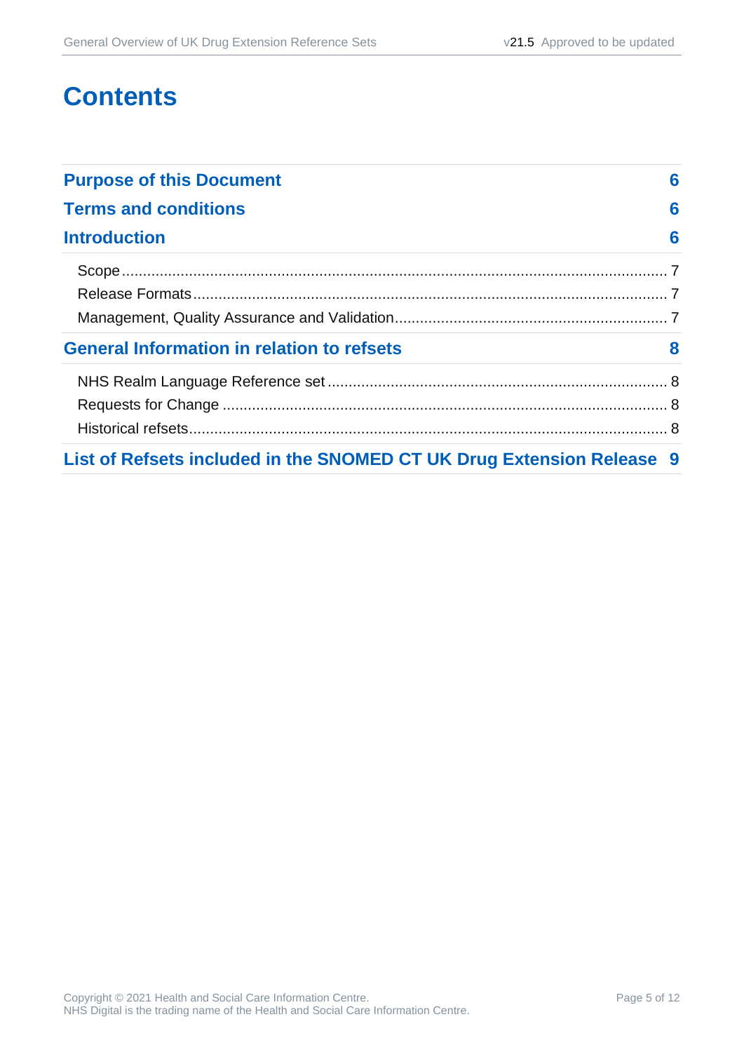# Contents

**Purpose of this Document** 6

**Terms and conditions** 6

**Introduction** 6

- Scope 7
- Release Formats 7
- Management, Quality Assurance and Validation 7

**General Information in relation to refsets** 8

- NHS Realm Language Reference set 8
- Requests for Change 8
- Historical refsets 8

**List of Refsets included in the SNOMED CT UK Drug Extension Release** 9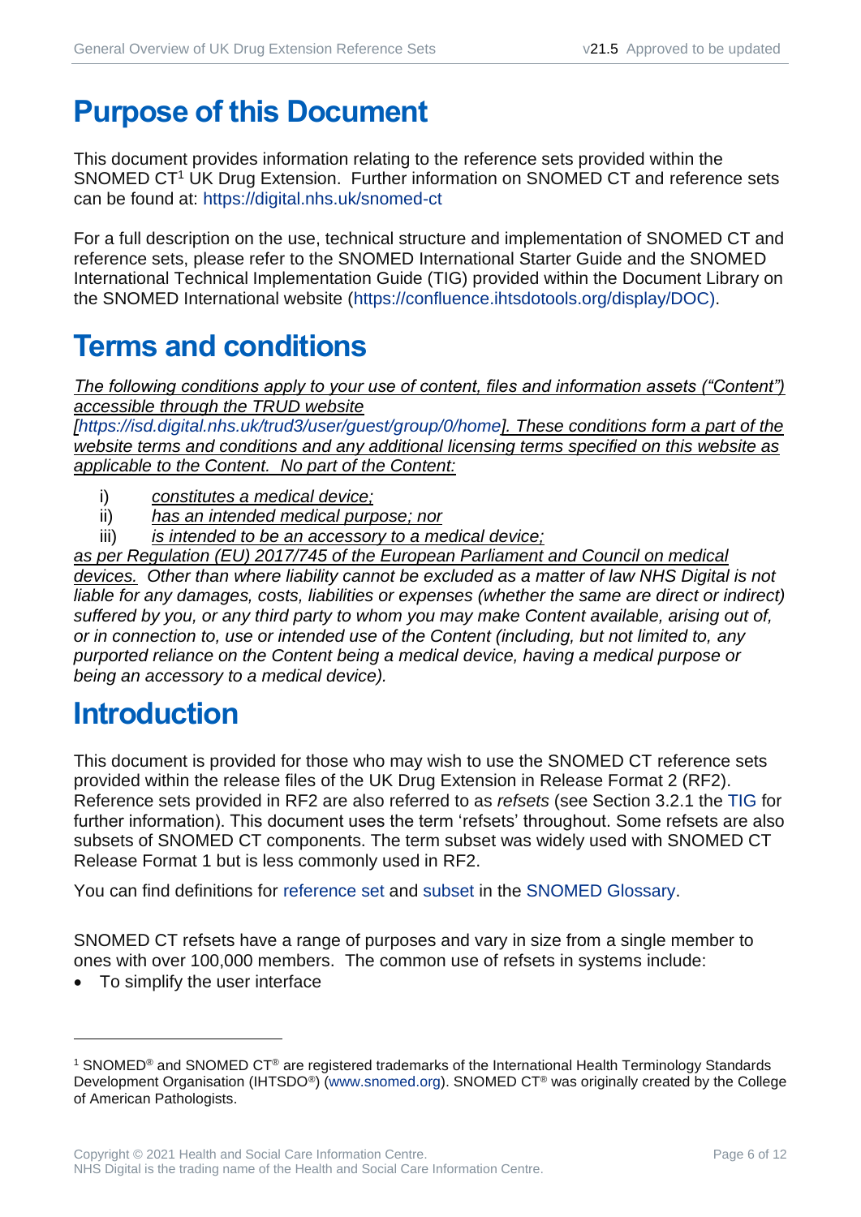# Purpose of this Document

This document provides information relating to the reference sets provided within the SNOMED CT[1] UK Drug Extension. Further information on SNOMED CT and reference sets can be found at: https://digital.nhs.uk/snomed-ct

For a full description on the use, technical structure and implementation of SNOMED CT and reference sets, please refer to the SNOMED International Starter Guide and the SNOMED International Technical Implementation Guide (TIG) provided within the Document Library on the SNOMED International website (https://confluence.ihtsdotools.org/display/DOC).

# Terms and conditions

*The following conditions apply to your use of content, files and information assets ("Content") accessible through the TRUD website [https://isd.digital.nhs.uk/trud3/user/guest/group/0/home]. These conditions form a part of the website terms and conditions and any additional licensing terms specified on this website as applicable to the Content. No part of the Content:*

i) *constitutes a medical device;*
ii) *has an intended medical purpose; nor*
iii) *is intended to be an accessory to a medical device;*

*as per Regulation (EU) 2017/745 of the European Parliament and Council on medical devices. Other than where liability cannot be excluded as a matter of law NHS Digital is not liable for any damages, costs, liabilities or expenses (whether the same are direct or indirect) suffered by you, or any third party to whom you may make Content available, arising out of, or in connection to, use or intended use of the Content (including, but not limited to, any purported reliance on the Content being a medical device, having a medical purpose or being an accessory to a medical device).*

# Introduction

This document is provided for those who may wish to use the SNOMED CT reference sets provided within the release files of the UK Drug Extension in Release Format 2 (RF2). Reference sets provided in RF2 are also referred to as *refsets* (see Section 3.2.1 the TIG for further information). This document uses the term 'refsets' throughout. Some refsets are also subsets of SNOMED CT components. The term subset was widely used with SNOMED CT Release Format 1 but is less commonly used in RF2.

You can find definitions for reference set and subset in the SNOMED Glossary.

SNOMED CT refsets have a range of purposes and vary in size from a single member to ones with over 100,000 members. The common use of refsets in systems include:

- To simplify the user interface

---

[1] SNOMED® and SNOMED CT® are registered trademarks of the International Health Terminology Standards Development Organisation (IHTSDO®) (www.snomed.org). SNOMED CT® was originally created by the College of American Pathologists.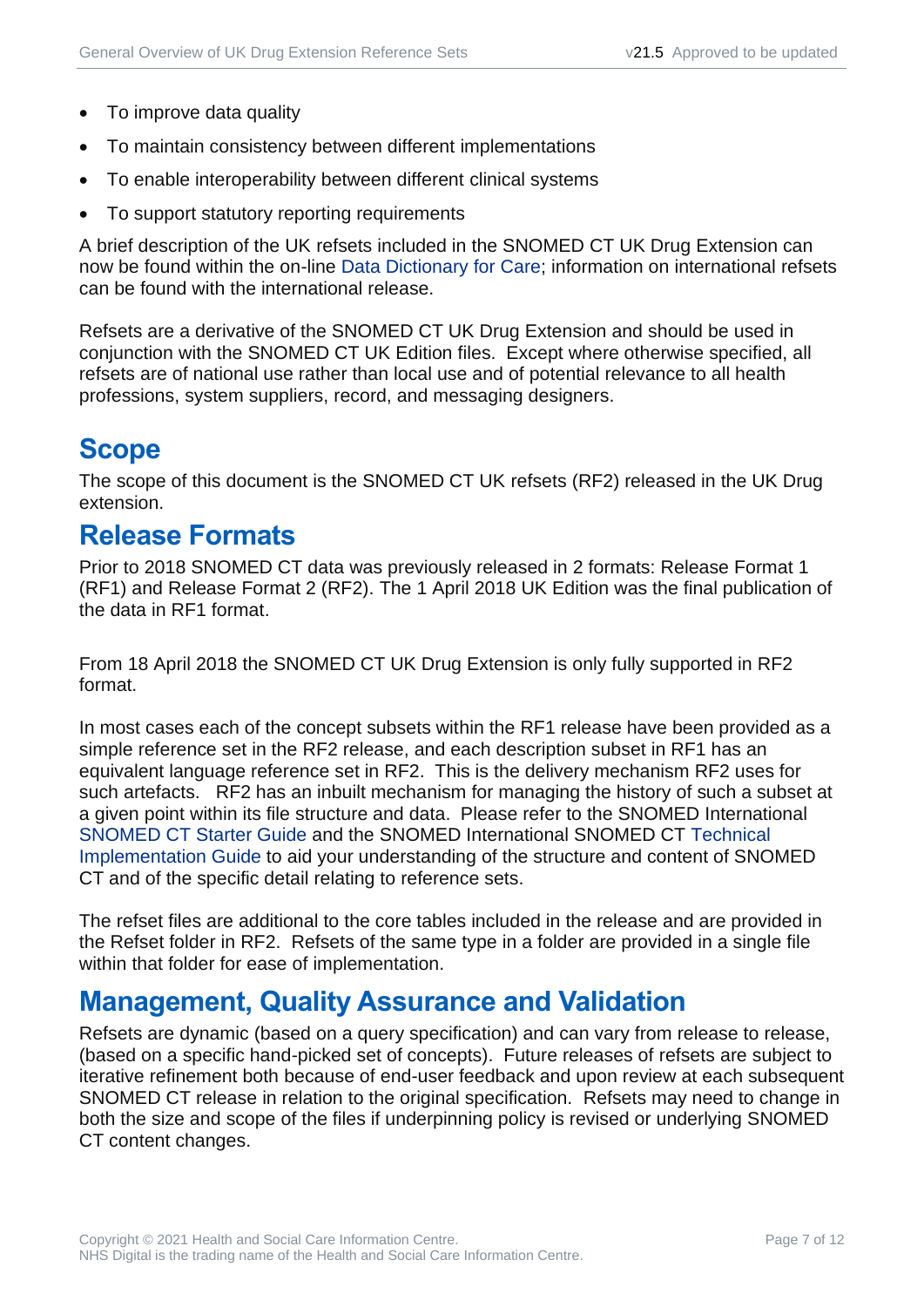- To improve data quality
- To maintain consistency between different implementations
- To enable interoperability between different clinical systems
- To support statutory reporting requirements

A brief description of the UK refsets included in the SNOMED CT UK Drug Extension can now be found within the on-line Data Dictionary for Care; information on international refsets can be found with the international release.

Refsets are a derivative of the SNOMED CT UK Drug Extension and should be used in conjunction with the SNOMED CT UK Edition files. Except where otherwise specified, all refsets are of national use rather than local use and of potential relevance to all health professions, system suppliers, record, and messaging designers.

# Scope

The scope of this document is the SNOMED CT UK refsets (RF2) released in the UK Drug extension.

# Release Formats

Prior to 2018 SNOMED CT data was previously released in 2 formats: Release Format 1 (RF1) and Release Format 2 (RF2). The 1 April 2018 UK Edition was the final publication of the data in RF1 format.

From 18 April 2018 the SNOMED CT UK Drug Extension is only fully supported in RF2 format.

In most cases each of the concept subsets within the RF1 release have been provided as a simple reference set in the RF2 release, and each description subset in RF1 has an equivalent language reference set in RF2. This is the delivery mechanism RF2 uses for such artefacts. RF2 has an inbuilt mechanism for managing the history of such a subset at a given point within its file structure and data. Please refer to the SNOMED International SNOMED CT Starter Guide and the SNOMED International SNOMED CT Technical Implementation Guide to aid your understanding of the structure and content of SNOMED CT and of the specific detail relating to reference sets.

The refset files are additional to the core tables included in the release and are provided in the Refset folder in RF2. Refsets of the same type in a folder are provided in a single file within that folder for ease of implementation.

# Management, Quality Assurance and Validation

Refsets are dynamic (based on a query specification) and can vary from release to release, (based on a specific hand-picked set of concepts). Future releases of refsets are subject to iterative refinement both because of end-user feedback and upon review at each subsequent SNOMED CT release in relation to the original specification. Refsets may need to change in both the size and scope of the files if underpinning policy is revised or underlying SNOMED CT content changes.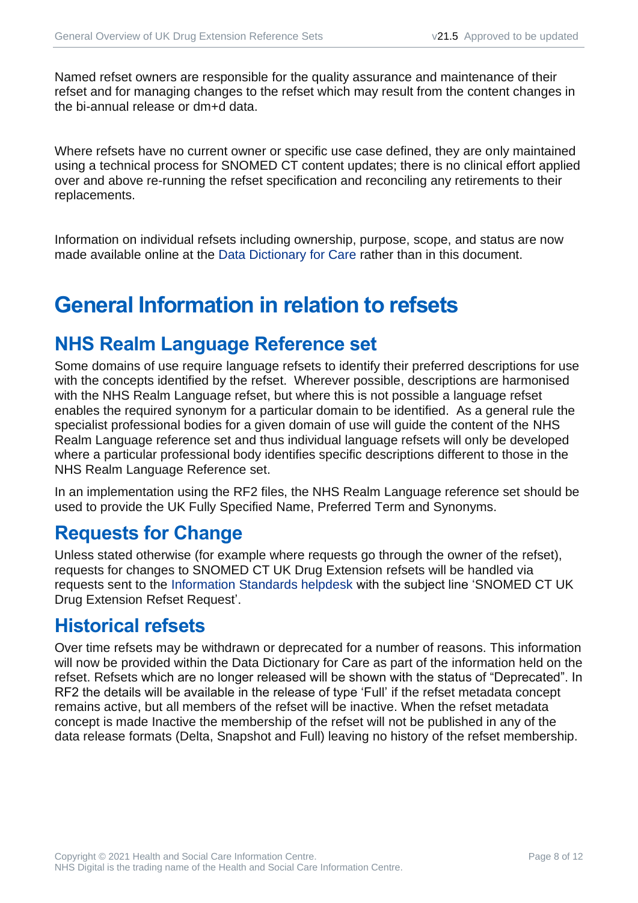Named refset owners are responsible for the quality assurance and maintenance of their refset and for managing changes to the refset which may result from the content changes in the bi-annual release or dm+d data.

Where refsets have no current owner or specific use case defined, they are only maintained using a technical process for SNOMED CT content updates; there is no clinical effort applied over and above re-running the refset specification and reconciling any retirements to their replacements.

Information on individual refsets including ownership, purpose, scope, and status are now made available online at the Data Dictionary for Care rather than in this document.

# General Information in relation to refsets

## NHS Realm Language Reference set

Some domains of use require language refsets to identify their preferred descriptions for use with the concepts identified by the refset. Wherever possible, descriptions are harmonised with the NHS Realm Language refset, but where this is not possible a language refset enables the required synonym for a particular domain to be identified. As a general rule the specialist professional bodies for a given domain of use will guide the content of the NHS Realm Language reference set and thus individual language refsets will only be developed where a particular professional body identifies specific descriptions different to those in the NHS Realm Language Reference set.

In an implementation using the RF2 files, the NHS Realm Language reference set should be used to provide the UK Fully Specified Name, Preferred Term and Synonyms.

## Requests for Change

Unless stated otherwise (for example where requests go through the owner of the refset), requests for changes to SNOMED CT UK Drug Extension refsets will be handled via requests sent to the Information Standards helpdesk with the subject line 'SNOMED CT UK Drug Extension Refset Request'.

## Historical refsets

Over time refsets may be withdrawn or deprecated for a number of reasons. This information will now be provided within the Data Dictionary for Care as part of the information held on the refset. Refsets which are no longer released will be shown with the status of "Deprecated". In RF2 the details will be available in the release of type 'Full' if the refset metadata concept remains active, but all members of the refset will be inactive. When the refset metadata concept is made Inactive the membership of the refset will not be published in any of the data release formats (Delta, Snapshot and Full) leaving no history of the refset membership.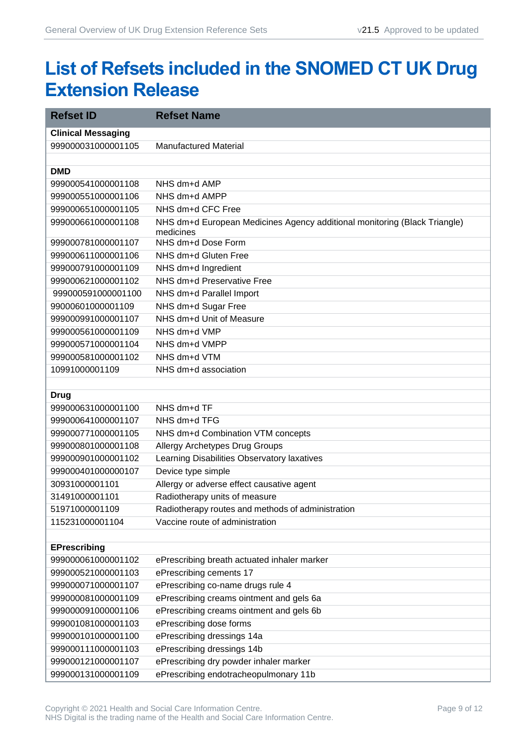# List of Refsets included in the SNOMED CT UK Drug Extension Release

| Refset ID | Refset Name |
|---|---|
| **Clinical Messaging** | |
| 999000031000001105 | Manufactured Material |
| | |
| **DMD** | |
| 999000541000001108 | NHS dm+d AMP |
| 999000551000001106 | NHS dm+d AMPP |
| 999000651000001105 | NHS dm+d CFC Free |
| 999000661000001108 | NHS dm+d European Medicines Agency additional monitoring (Black Triangle) medicines |
| 999000781000001107 | NHS dm+d Dose Form |
| 999000611000001106 | NHS dm+d Gluten Free |
| 999000791000001109 | NHS dm+d Ingredient |
| 999000621000001102 | NHS dm+d Preservative Free |
| 999000591000001100 | NHS dm+d Parallel Import |
| 99000601000001109 | NHS dm+d Sugar Free |
| 999000991000001107 | NHS dm+d Unit of Measure |
| 999000561000001109 | NHS dm+d VMP |
| 999000571000001104 | NHS dm+d VMPP |
| 999000581000001102 | NHS dm+d VTM |
| 10991000001109 | NHS dm+d association |
| | |
| **Drug** | |
| 999000631000001100 | NHS dm+d TF |
| 999000641000001107 | NHS dm+d TFG |
| 999000771000001105 | NHS dm+d Combination VTM concepts |
| 999000801000001108 | Allergy Archetypes Drug Groups |
| 999000901000001102 | Learning Disabilities Observatory laxatives |
| 999000401000000107 | Device type simple |
| 30931000001101 | Allergy or adverse effect causative agent |
| 31491000001101 | Radiotherapy units of measure |
| 51971000001109 | Radiotherapy routes and methods of administration |
| 115231000001104 | Vaccine route of administration |
| | |
| **EPrescribing** | |
| 999000061000001102 | ePrescribing breath actuated inhaler marker |
| 999000521000001103 | ePrescribing cements 17 |
| 999000071000001107 | ePrescribing co-name drugs rule 4 |
| 999000081000001109 | ePrescribing creams ointment and gels 6a |
| 999000091000001106 | ePrescribing creams ointment and gels 6b |
| 999001081000001103 | ePrescribing dose forms |
| 999000101000001100 | ePrescribing dressings 14a |
| 999000111000001103 | ePrescribing dressings 14b |
| 999000121000001107 | ePrescribing dry powder inhaler marker |
| 999000131000001109 | ePrescribing endotracheopulmonary 11b |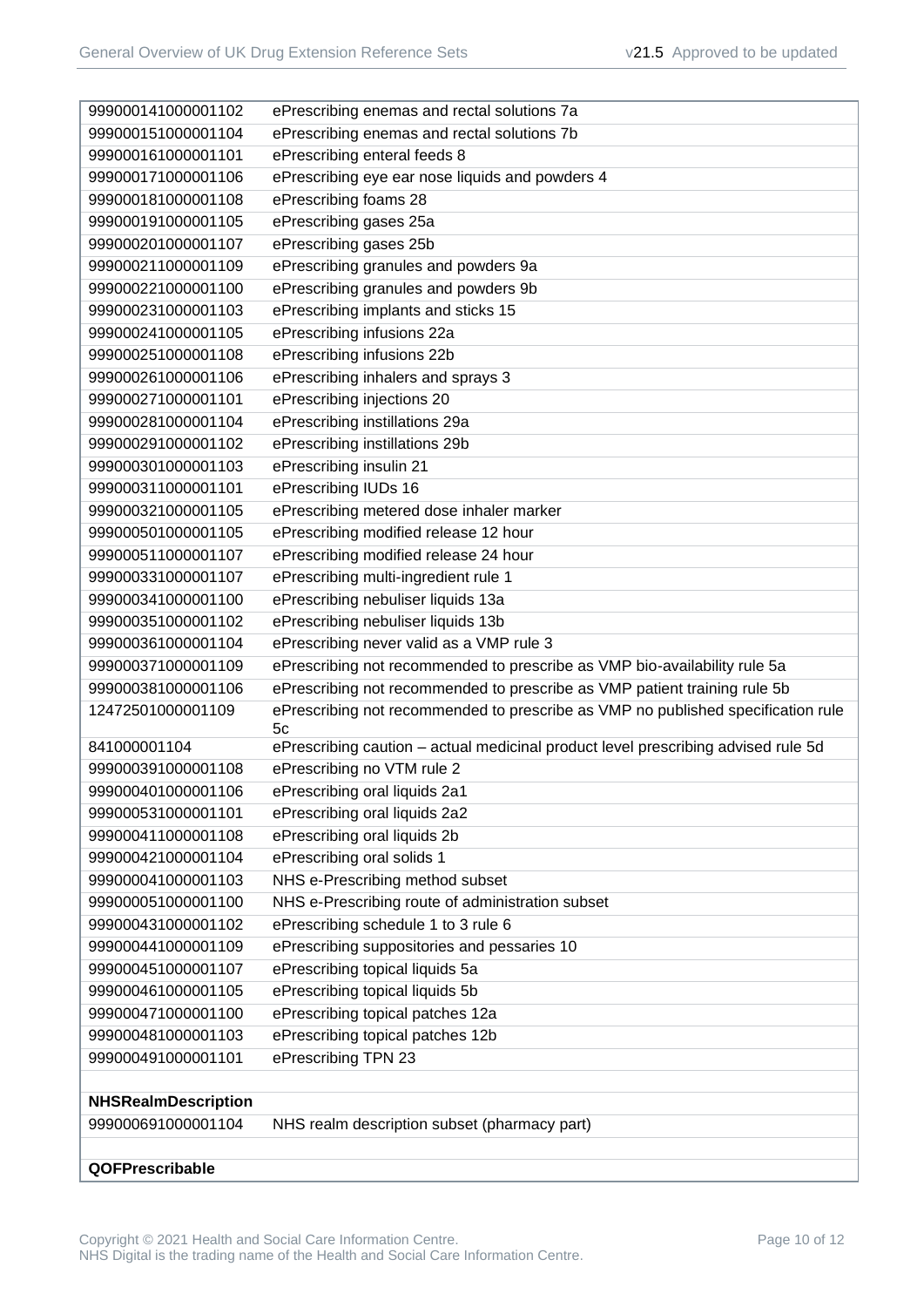| | |
|---|---|
| 999000141000001102 | ePrescribing enemas and rectal solutions 7a |
| 999000151000001104 | ePrescribing enemas and rectal solutions 7b |
| 999000161000001101 | ePrescribing enteral feeds 8 |
| 999000171000001106 | ePrescribing eye ear nose liquids and powders 4 |
| 999000181000001108 | ePrescribing foams 28 |
| 999000191000001105 | ePrescribing gases 25a |
| 999000201000001107 | ePrescribing gases 25b |
| 999000211000001109 | ePrescribing granules and powders 9a |
| 999000221000001100 | ePrescribing granules and powders 9b |
| 999000231000001103 | ePrescribing implants and sticks 15 |
| 999000241000001105 | ePrescribing infusions 22a |
| 999000251000001108 | ePrescribing infusions 22b |
| 999000261000001106 | ePrescribing inhalers and sprays 3 |
| 999000271000001101 | ePrescribing injections 20 |
| 999000281000001104 | ePrescribing instillations 29a |
| 999000291000001102 | ePrescribing instillations 29b |
| 999000301000001103 | ePrescribing insulin 21 |
| 999000311000001101 | ePrescribing IUDs 16 |
| 999000321000001105 | ePrescribing metered dose inhaler marker |
| 999000501000001105 | ePrescribing modified release 12 hour |
| 999000511000001107 | ePrescribing modified release 24 hour |
| 999000331000001107 | ePrescribing multi-ingredient rule 1 |
| 999000341000001100 | ePrescribing nebuliser liquids 13a |
| 999000351000001102 | ePrescribing nebuliser liquids 13b |
| 999000361000001104 | ePrescribing never valid as a VMP rule 3 |
| 999000371000001109 | ePrescribing not recommended to prescribe as VMP bio-availability rule 5a |
| 999000381000001106 | ePrescribing not recommended to prescribe as VMP patient training rule 5b |
| 12472501000001109 | ePrescribing not recommended to prescribe as VMP no published specification rule 5c |
| 841000001104 | ePrescribing caution – actual medicinal product level prescribing advised rule 5d |
| 999000391000001108 | ePrescribing no VTM rule 2 |
| 999000401000001106 | ePrescribing oral liquids 2a1 |
| 999000531000001101 | ePrescribing oral liquids 2a2 |
| 999000411000001108 | ePrescribing oral liquids 2b |
| 999000421000001104 | ePrescribing oral solids 1 |
| 999000041000001103 | NHS e-Prescribing method subset |
| 999000051000001100 | NHS e-Prescribing route of administration subset |
| 999000431000001102 | ePrescribing schedule 1 to 3 rule 6 |
| 999000441000001109 | ePrescribing suppositories and pessaries 10 |
| 999000451000001107 | ePrescribing topical liquids 5a |
| 999000461000001105 | ePrescribing topical liquids 5b |
| 999000471000001100 | ePrescribing topical patches 12a |
| 999000481000001103 | ePrescribing topical patches 12b |
| 999000491000001101 | ePrescribing TPN 23 |
| | |
| **NHSRealmDescription** | |
| 999000691000001104 | NHS realm description subset (pharmacy part) |
| | |
| **QOFPrescribable** | |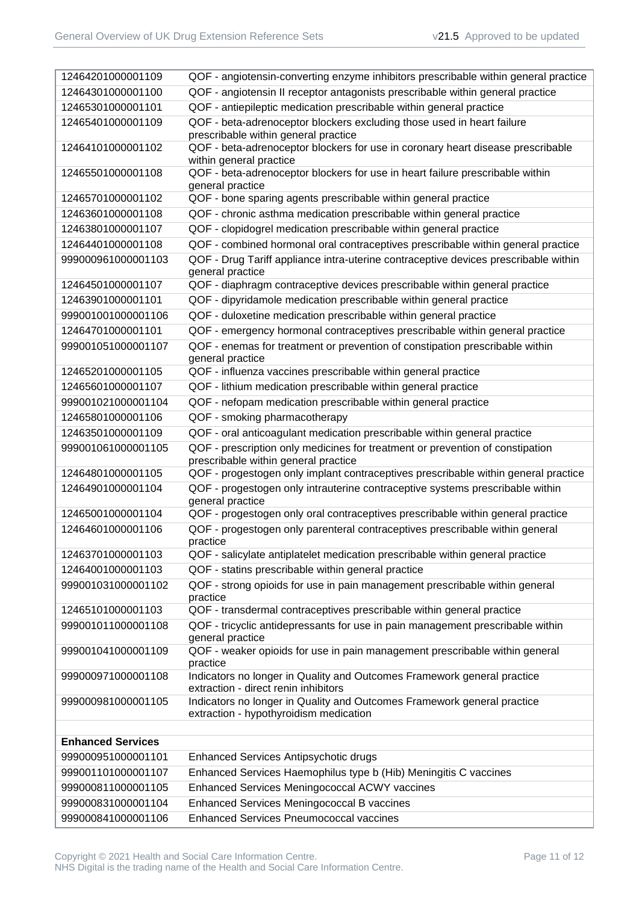| | |
|---|---|
| 12464201000001109 | QOF - angiotensin-converting enzyme inhibitors prescribable within general practice |
| 12464301000001100 | QOF - angiotensin II receptor antagonists prescribable within general practice |
| 12465301000001101 | QOF - antiepileptic medication prescribable within general practice |
| 12465401000001109 | QOF - beta-adrenoceptor blockers excluding those used in heart failure prescribable within general practice |
| 12464101000001102 | QOF - beta-adrenoceptor blockers for use in coronary heart disease prescribable within general practice |
| 12465501000001108 | QOF - beta-adrenoceptor blockers for use in heart failure prescribable within general practice |
| 12465701000001102 | QOF - bone sparing agents prescribable within general practice |
| 12463601000001108 | QOF - chronic asthma medication prescribable within general practice |
| 12463801000001107 | QOF - clopidogrel medication prescribable within general practice |
| 12464401000001108 | QOF - combined hormonal oral contraceptives prescribable within general practice |
| 999000961000001103 | QOF - Drug Tariff appliance intra-uterine contraceptive devices prescribable within general practice |
| 12464501000001107 | QOF - diaphragm contraceptive devices prescribable within general practice |
| 12463901000001101 | QOF - dipyridamole medication prescribable within general practice |
| 999001001000001106 | QOF - duloxetine medication prescribable within general practice |
| 12464701000001101 | QOF - emergency hormonal contraceptives prescribable within general practice |
| 999001051000001107 | QOF - enemas for treatment or prevention of constipation prescribable within general practice |
| 12465201000001105 | QOF - influenza vaccines prescribable within general practice |
| 12465601000001107 | QOF - lithium medication prescribable within general practice |
| 999001021000001104 | QOF - nefopam medication prescribable within general practice |
| 12465801000001106 | QOF - smoking pharmacotherapy |
| 12463501000001109 | QOF - oral anticoagulant medication prescribable within general practice |
| 999001061000001105 | QOF - prescription only medicines for treatment or prevention of constipation prescribable within general practice |
| 12464801000001105 | QOF - progestogen only implant contraceptives prescribable within general practice |
| 12464901000001104 | QOF - progestogen only intrauterine contraceptive systems prescribable within general practice |
| 12465001000001104 | QOF - progestogen only oral contraceptives prescribable within general practice |
| 12464601000001106 | QOF - progestogen only parenteral contraceptives prescribable within general practice |
| 12463701000001103 | QOF - salicylate antiplatelet medication prescribable within general practice |
| 12464001000001103 | QOF - statins prescribable within general practice |
| 999001031000001102 | QOF - strong opioids for use in pain management prescribable within general practice |
| 12465101000001103 | QOF - transdermal contraceptives prescribable within general practice |
| 999001011000001108 | QOF - tricyclic antidepressants for use in pain management prescribable within general practice |
| 999001041000001109 | QOF - weaker opioids for use in pain management prescribable within general practice |
| 999000971000001108 | Indicators no longer in Quality and Outcomes Framework general practice extraction - direct renin inhibitors |
| 999000981000001105 | Indicators no longer in Quality and Outcomes Framework general practice extraction - hypothyroidism medication |
| | |
| **Enhanced Services** | |
| 999000951000001101 | Enhanced Services Antipsychotic drugs |
| 999001101000001107 | Enhanced Services Haemophilus type b (Hib) Meningitis C vaccines |
| 999000811000001105 | Enhanced Services Meningococcal ACWY vaccines |
| 999000831000001104 | Enhanced Services Meningococcal B vaccines |
| 999000841000001106 | Enhanced Services Pneumococcal vaccines |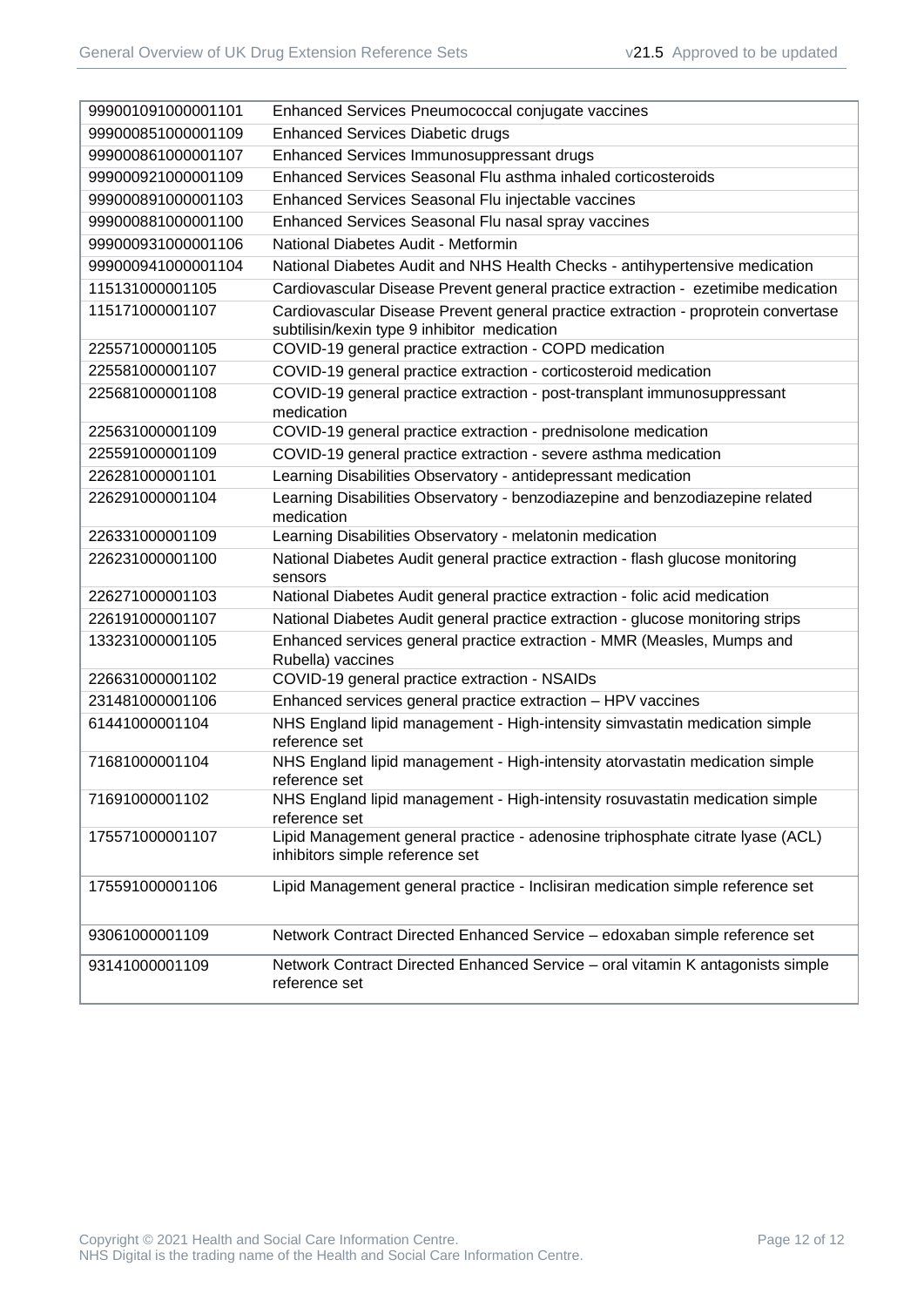| | |
|---|---|
| 999001091000001101 | Enhanced Services Pneumococcal conjugate vaccines |
| 999000851000001109 | Enhanced Services Diabetic drugs |
| 999000861000001107 | Enhanced Services Immunosuppressant drugs |
| 999000921000001109 | Enhanced Services Seasonal Flu asthma inhaled corticosteroids |
| 999000891000001103 | Enhanced Services Seasonal Flu injectable vaccines |
| 999000881000001100 | Enhanced Services Seasonal Flu nasal spray vaccines |
| 999000931000001106 | National Diabetes Audit - Metformin |
| 999000941000001104 | National Diabetes Audit and NHS Health Checks - antihypertensive medication |
| 115131000001105 | Cardiovascular Disease Prevent general practice extraction - ezetimibe medication |
| 115171000001107 | Cardiovascular Disease Prevent general practice extraction - proprotein convertase subtilisin/kexin type 9 inhibitor medication |
| 225571000001105 | COVID-19 general practice extraction - COPD medication |
| 225581000001107 | COVID-19 general practice extraction - corticosteroid medication |
| 225681000001108 | COVID-19 general practice extraction - post-transplant immunosuppressant medication |
| 225631000001109 | COVID-19 general practice extraction - prednisolone medication |
| 225591000001109 | COVID-19 general practice extraction - severe asthma medication |
| 226281000001101 | Learning Disabilities Observatory - antidepressant medication |
| 226291000001104 | Learning Disabilities Observatory - benzodiazepine and benzodiazepine related medication |
| 226331000001109 | Learning Disabilities Observatory - melatonin medication |
| 226231000001100 | National Diabetes Audit general practice extraction - flash glucose monitoring sensors |
| 226271000001103 | National Diabetes Audit general practice extraction - folic acid medication |
| 226191000001107 | National Diabetes Audit general practice extraction - glucose monitoring strips |
| 133231000001105 | Enhanced services general practice extraction - MMR (Measles, Mumps and Rubella) vaccines |
| 226631000001102 | COVID-19 general practice extraction - NSAIDs |
| 231481000001106 | Enhanced services general practice extraction – HPV vaccines |
| 61441000001104 | NHS England lipid management - High-intensity simvastatin medication simple reference set |
| 71681000001104 | NHS England lipid management - High-intensity atorvastatin medication simple reference set |
| 71691000001102 | NHS England lipid management - High-intensity rosuvastatin medication simple reference set |
| 175571000001107 | Lipid Management general practice - adenosine triphosphate citrate lyase (ACL) inhibitors simple reference set |
| 175591000001106 | Lipid Management general practice - Inclisiran medication simple reference set |
| 93061000001109 | Network Contract Directed Enhanced Service – edoxaban simple reference set |
| 93141000001109 | Network Contract Directed Enhanced Service – oral vitamin K antagonists simple reference set |

Copyright © 2021 Health and Social Care Information Centre.
NHS Digital is the trading name of the Health and Social Care Information Centre.